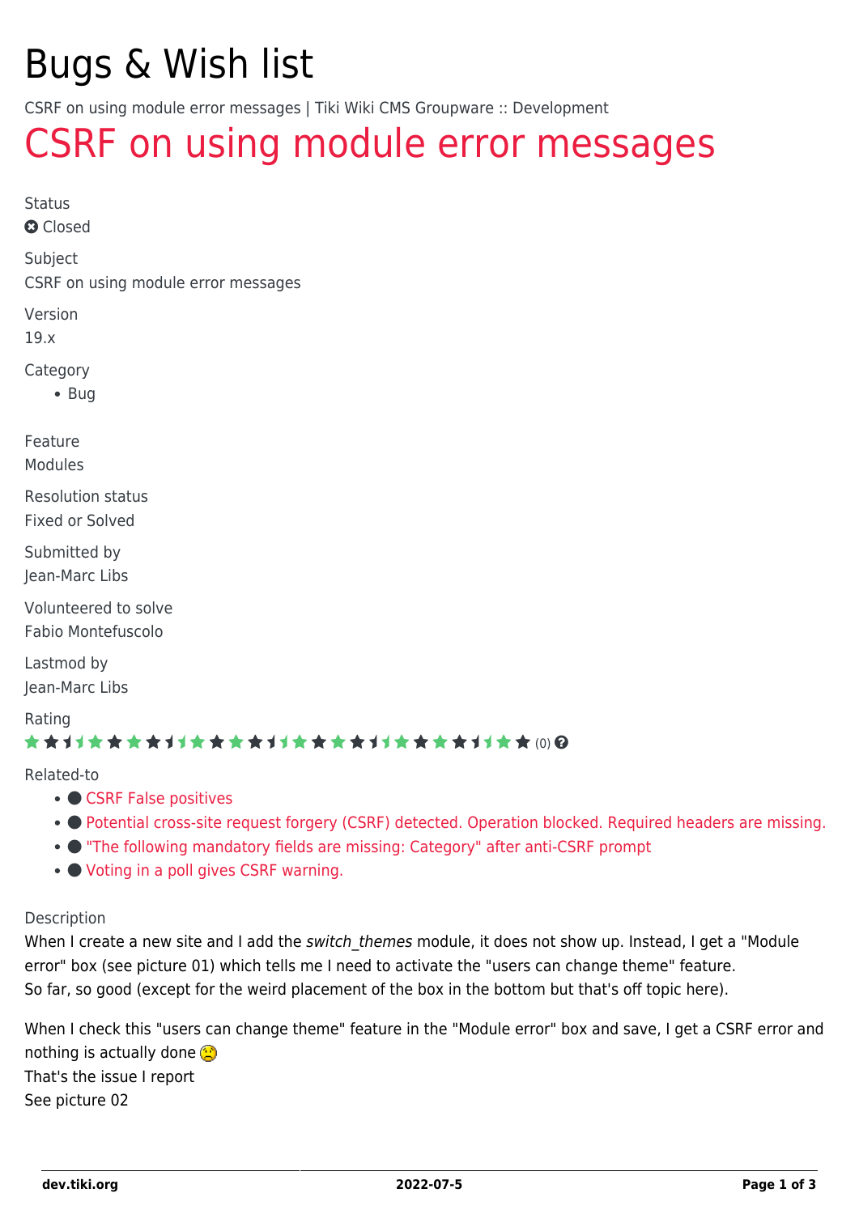# Bugs & Wish list

CSRF on using module error messages | Tiki Wiki CMS Groupware :: Development

# CSRF on using module error messages

Status

Closed

Subject

CSRF on using module error messages

Version

19.x

Category

- Bug

Feature

Modules

Resolution status

Fixed or Solved

Submitted by

Jean-Marc Libs

Volunteered to solve

Fabio Montefuscolo

Lastmod by

Jean-Marc Libs

Rating

(0)

Related-to

- CSRF False positives
- Potential cross-site request forgery (CSRF) detected. Operation blocked. Required headers are missing.
- "The following mandatory fields are missing: Category" after anti-CSRF prompt
- Voting in a poll gives CSRF warning.

Description

When I create a new site and I add the *switch_themes* module, it does not show up. Instead, I get a "Module error" box (see picture 01) which tells me I need to activate the "users can change theme" feature.
So far, so good (except for the weird placement of the box in the bottom but that's off topic here).

When I check this "users can change theme" feature in the "Module error" box and save, I get a CSRF error and nothing is actually done :(
That's the issue I report
See picture 02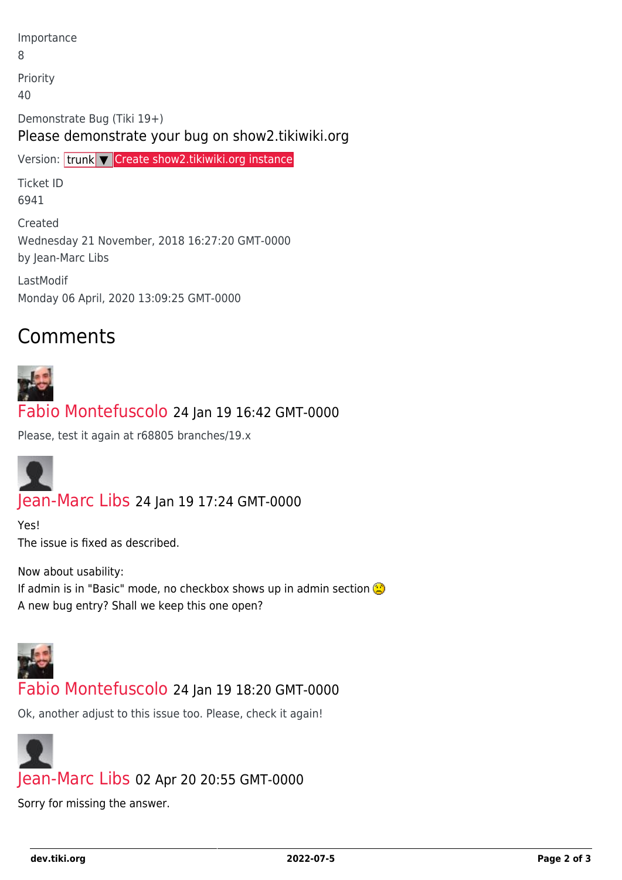Importance
8

Priority
40

Demonstrate Bug (Tiki 19+)

Please demonstrate your bug on show2.tikiwiki.org

Version: trunk ▼ Create show2.tikiwiki.org instance

Ticket ID
6941

Created
Wednesday 21 November, 2018 16:27:20 GMT-0000
by Jean-Marc Libs

LastModif
Monday 06 April, 2020 13:09:25 GMT-0000

## Comments

Fabio Montefuscolo 24 Jan 19 16:42 GMT-0000

Please, test it again at r68805 branches/19.x

Jean-Marc Libs 24 Jan 19 17:24 GMT-0000

Yes!
The issue is fixed as described.

Now about usability:
If admin is in "Basic" mode, no checkbox shows up in admin section :(
A new bug entry? Shall we keep this one open?

Fabio Montefuscolo 24 Jan 19 18:20 GMT-0000

Ok, another adjust to this issue too. Please, check it again!

Jean-Marc Libs 02 Apr 20 20:55 GMT-0000

Sorry for missing the answer.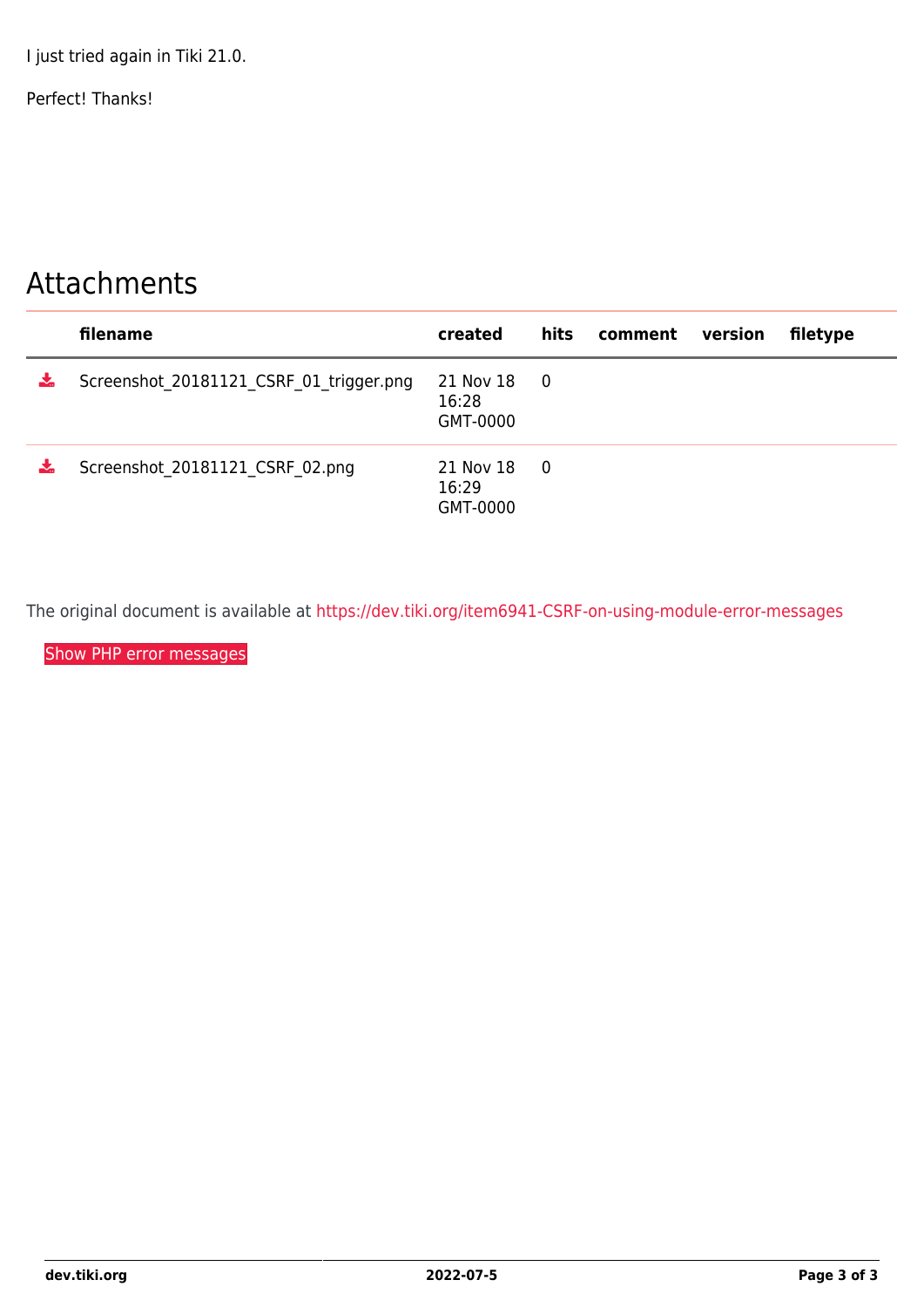I just tried again in Tiki 21.0.

Perfect! Thanks!

# Attachments

| | filename | created | hits | comment | version | filetype |
|---|---|---|---|---|---|---|
| | Screenshot_20181121_CSRF_01_trigger.png | 21 Nov 18 16:28 GMT-0000 | 0 | | | |
| | Screenshot_20181121_CSRF_02.png | 21 Nov 18 16:29 GMT-0000 | 0 | | | |

The original document is available at https://dev.tiki.org/item6941-CSRF-on-using-module-error-messages

Show PHP error messages